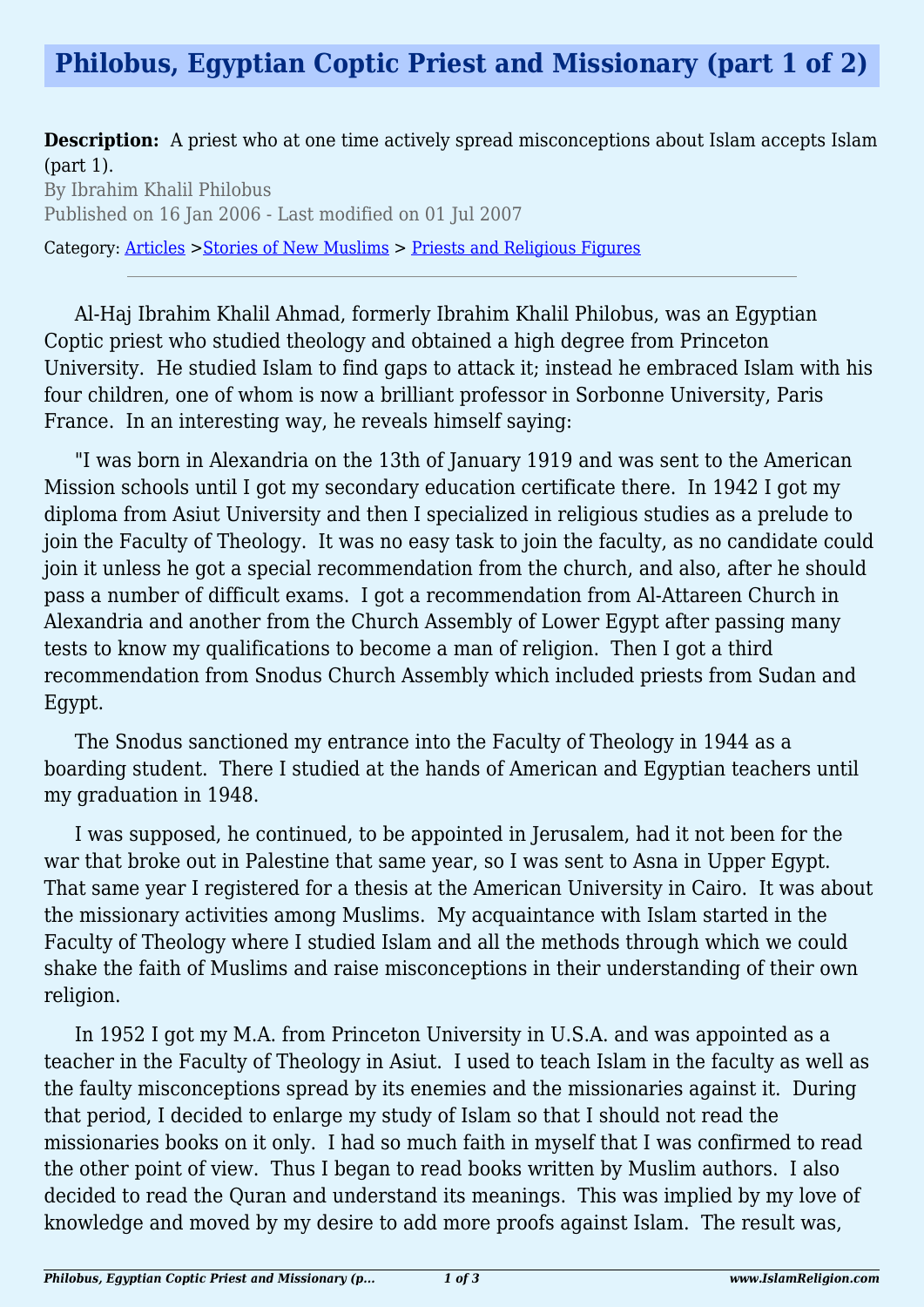# Philobus, Egyptian Coptic Priest and Missionary (part 1 of 2)

**Description:** A priest who at one time actively spread misconceptions about Islam accepts Islam (part 1).

By Ibrahim Khalil Philobus

Published on 16 Jan 2006 - Last modified on 01 Jul 2007

Category: Articles >Stories of New Muslims > Priests and Religious Figures

---

Al-Haj Ibrahim Khalil Ahmad, formerly Ibrahim Khalil Philobus, was an Egyptian Coptic priest who studied theology and obtained a high degree from Princeton University. He studied Islam to find gaps to attack it; instead he embraced Islam with his four children, one of whom is now a brilliant professor in Sorbonne University, Paris France. In an interesting way, he reveals himself saying:

"I was born in Alexandria on the 13th of January 1919 and was sent to the American Mission schools until I got my secondary education certificate there. In 1942 I got my diploma from Asiut University and then I specialized in religious studies as a prelude to join the Faculty of Theology. It was no easy task to join the faculty, as no candidate could join it unless he got a special recommendation from the church, and also, after he should pass a number of difficult exams. I got a recommendation from Al-Attareen Church in Alexandria and another from the Church Assembly of Lower Egypt after passing many tests to know my qualifications to become a man of religion. Then I got a third recommendation from Snodus Church Assembly which included priests from Sudan and Egypt.

The Snodus sanctioned my entrance into the Faculty of Theology in 1944 as a boarding student. There I studied at the hands of American and Egyptian teachers until my graduation in 1948.

I was supposed, he continued, to be appointed in Jerusalem, had it not been for the war that broke out in Palestine that same year, so I was sent to Asna in Upper Egypt. That same year I registered for a thesis at the American University in Cairo. It was about the missionary activities among Muslims. My acquaintance with Islam started in the Faculty of Theology where I studied Islam and all the methods through which we could shake the faith of Muslims and raise misconceptions in their understanding of their own religion.

In 1952 I got my M.A. from Princeton University in U.S.A. and was appointed as a teacher in the Faculty of Theology in Asiut. I used to teach Islam in the faculty as well as the faulty misconceptions spread by its enemies and the missionaries against it. During that period, I decided to enlarge my study of Islam so that I should not read the missionaries books on it only. I had so much faith in myself that I was confirmed to read the other point of view. Thus I began to read books written by Muslim authors. I also decided to read the Quran and understand its meanings. This was implied by my love of knowledge and moved by my desire to add more proofs against Islam. The result was,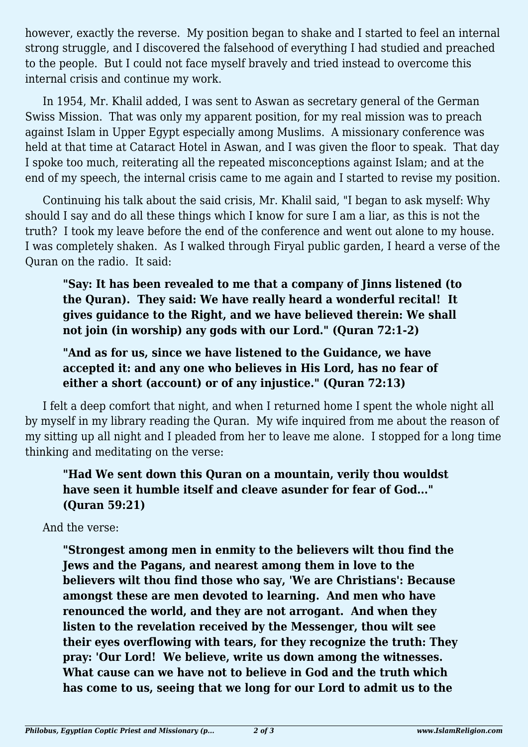however, exactly the reverse. My position began to shake and I started to feel an internal strong struggle, and I discovered the falsehood of everything I had studied and preached to the people. But I could not face myself bravely and tried instead to overcome this internal crisis and continue my work.

In 1954, Mr. Khalil added, I was sent to Aswan as secretary general of the German Swiss Mission. That was only my apparent position, for my real mission was to preach against Islam in Upper Egypt especially among Muslims. A missionary conference was held at that time at Cataract Hotel in Aswan, and I was given the floor to speak. That day I spoke too much, reiterating all the repeated misconceptions against Islam; and at the end of my speech, the internal crisis came to me again and I started to revise my position.

Continuing his talk about the said crisis, Mr. Khalil said, "I began to ask myself: Why should I say and do all these things which I know for sure I am a liar, as this is not the truth? I took my leave before the end of the conference and went out alone to my house. I was completely shaken. As I walked through Firyal public garden, I heard a verse of the Quran on the radio. It said:

> **"Say: It has been revealed to me that a company of Jinns listened (to the Quran). They said: We have really heard a wonderful recital! It gives guidance to the Right, and we have believed therein: We shall not join (in worship) any gods with our Lord." (Quran 72:1-2)**

> **"And as for us, since we have listened to the Guidance, we have accepted it: and any one who believes in His Lord, has no fear of either a short (account) or of any injustice." (Quran 72:13)**

I felt a deep comfort that night, and when I returned home I spent the whole night all by myself in my library reading the Quran. My wife inquired from me about the reason of my sitting up all night and I pleaded from her to leave me alone. I stopped for a long time thinking and meditating on the verse:

> **"Had We sent down this Quran on a mountain, verily thou wouldst have seen it humble itself and cleave asunder for fear of God..." (Quran 59:21)**

And the verse:

> **"Strongest among men in enmity to the believers wilt thou find the Jews and the Pagans, and nearest among them in love to the believers wilt thou find those who say, 'We are Christians': Because amongst these are men devoted to learning. And men who have renounced the world, and they are not arrogant. And when they listen to the revelation received by the Messenger, thou wilt see their eyes overflowing with tears, for they recognize the truth: They pray: 'Our Lord! We believe, write us down among the witnesses. What cause can we have not to believe in God and the truth which has come to us, seeing that we long for our Lord to admit us to the**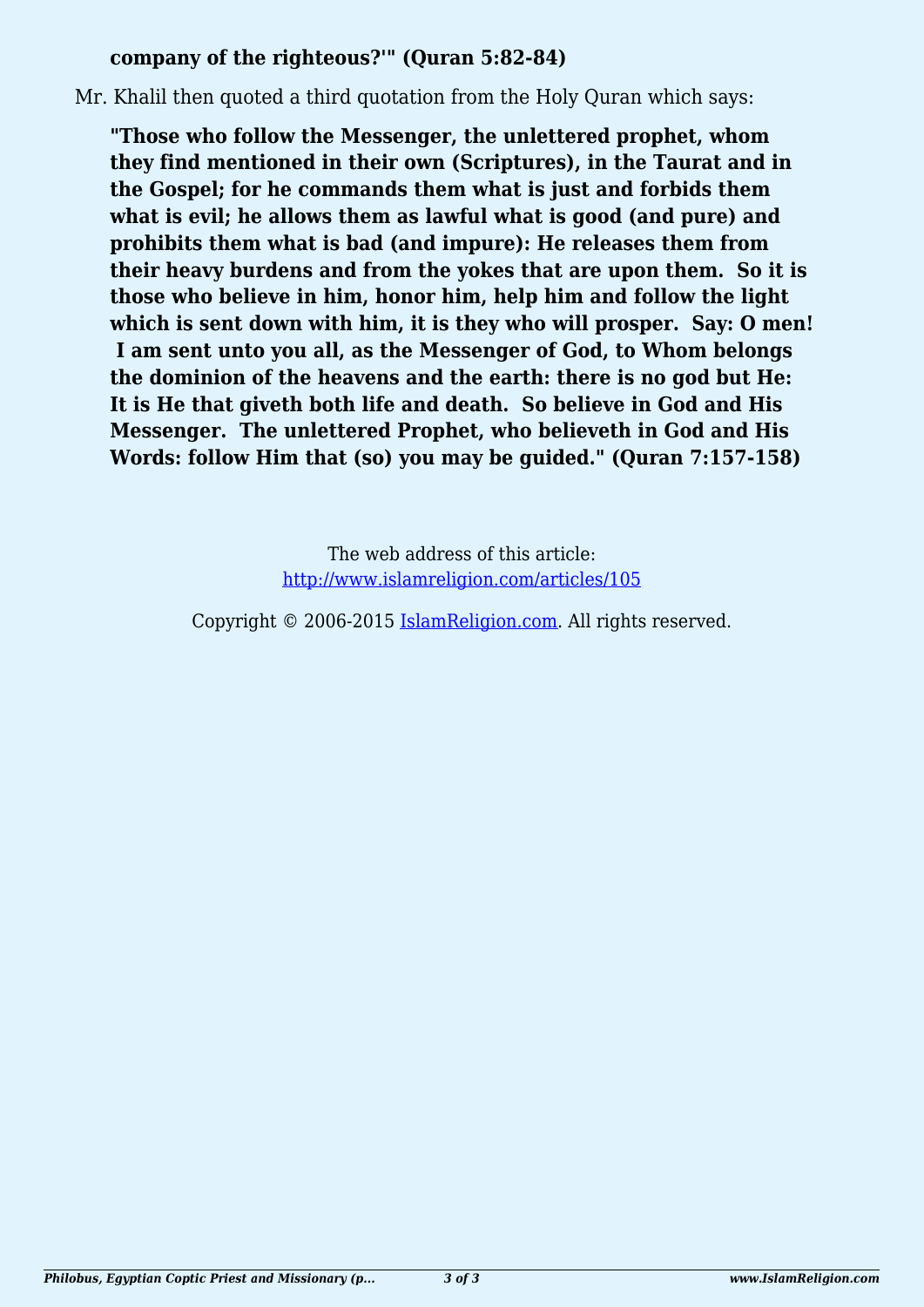**company of the righteous?'" (Quran 5:82-84)**

Mr. Khalil then quoted a third quotation from the Holy Quran which says:

> **"Those who follow the Messenger, the unlettered prophet, whom they find mentioned in their own (Scriptures), in the Taurat and in the Gospel; for he commands them what is just and forbids them what is evil; he allows them as lawful what is good (and pure) and prohibits them what is bad (and impure): He releases them from their heavy burdens and from the yokes that are upon them.  So it is those who believe in him, honor him, help him and follow the light which is sent down with him, it is they who will prosper.  Say: O men!  I am sent unto you all, as the Messenger of God, to Whom belongs the dominion of the heavens and the earth: there is no god but He: It is He that giveth both life and death.  So believe in God and His Messenger.  The unlettered Prophet, who believeth in God and His Words: follow Him that (so) you may be guided." (Quran 7:157-158)**

The web address of this article:
http://www.islamreligion.com/articles/105

Copyright © 2006-2015 IslamReligion.com. All rights reserved.